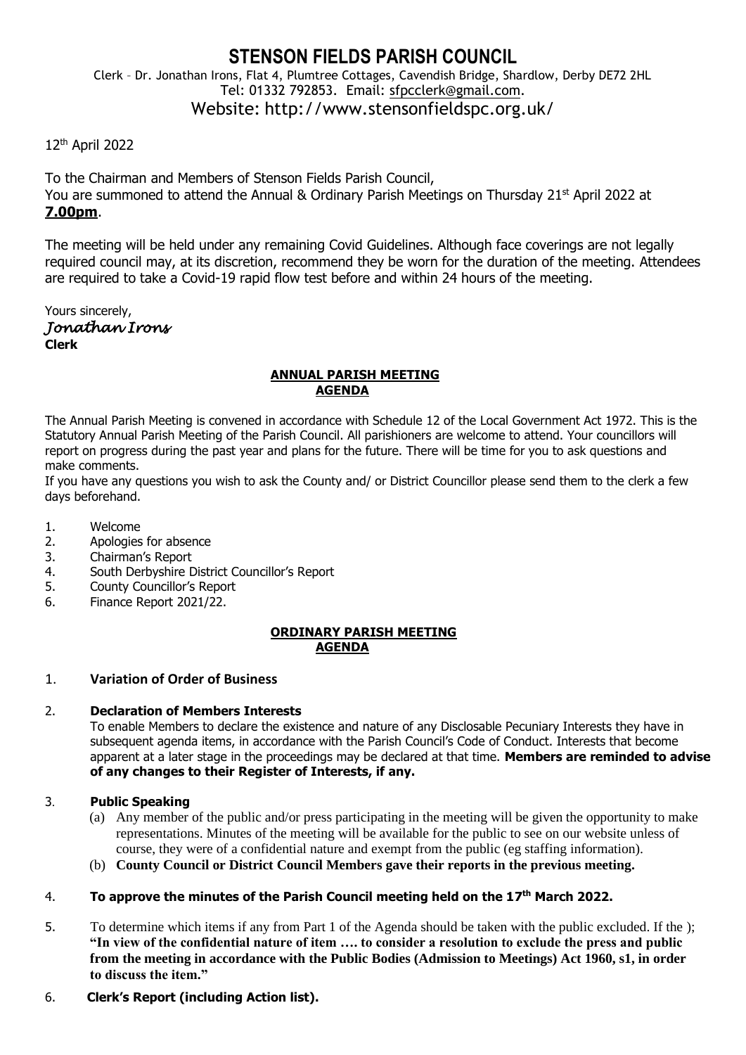# STENSON FIELDS PARISH COUNCIL

Clerk – Dr. Jonathan Irons, Flat 4, Plumtree Cottages, Cavendish Bridge, Shardlow, Derby DE72 2HL
Tel: 01332 792853. Email: sfpcclerk@gmail.com.
Website: http://www.stensonfieldspc.org.uk/

12th April 2022

To the Chairman and Members of Stenson Fields Parish Council,
You are summoned to attend the Annual & Ordinary Parish Meetings on Thursday 21st April 2022 at **7.00pm**.

The meeting will be held under any remaining Covid Guidelines. Although face coverings are not legally required council may, at its discretion, recommend they be worn for the duration of the meeting. Attendees are required to take a Covid-19 rapid flow test before and within 24 hours of the meeting.

Yours sincerely,
*Jonathan Irons*
**Clerk**

## ANNUAL PARISH MEETING AGENDA

The Annual Parish Meeting is convened in accordance with Schedule 12 of the Local Government Act 1972. This is the Statutory Annual Parish Meeting of the Parish Council. All parishioners are welcome to attend. Your councillors will report on progress during the past year and plans for the future. There will be time for you to ask questions and make comments.
If you have any questions you wish to ask the County and/ or District Councillor please send them to the clerk a few days beforehand.

1. Welcome
2. Apologies for absence
3. Chairman's Report
4. South Derbyshire District Councillor's Report
5. County Councillor's Report
6. Finance Report 2021/22.

## ORDINARY PARISH MEETING AGENDA

1. **Variation of Order of Business**

2. **Declaration of Members Interests**
   To enable Members to declare the existence and nature of any Disclosable Pecuniary Interests they have in subsequent agenda items, in accordance with the Parish Council's Code of Conduct. Interests that become apparent at a later stage in the proceedings may be declared at that time. **Members are reminded to advise of any changes to their Register of Interests, if any.**

3. **Public Speaking**
   (a) Any member of the public and/or press participating in the meeting will be given the opportunity to make representations. Minutes of the meeting will be available for the public to see on our website unless of course, they were of a confidential nature and exempt from the public (eg staffing information).
   (b) **County Council or District Council Members gave their reports in the previous meeting.**

4. **To approve the minutes of the Parish Council meeting held on the 17th March 2022.**

5. To determine which items if any from Part 1 of the Agenda should be taken with the public excluded. If the ); **"In view of the confidential nature of item …. to consider a resolution to exclude the press and public from the meeting in accordance with the Public Bodies (Admission to Meetings) Act 1960, s1, in order to discuss the item."**

6. **Clerk's Report (including Action list).**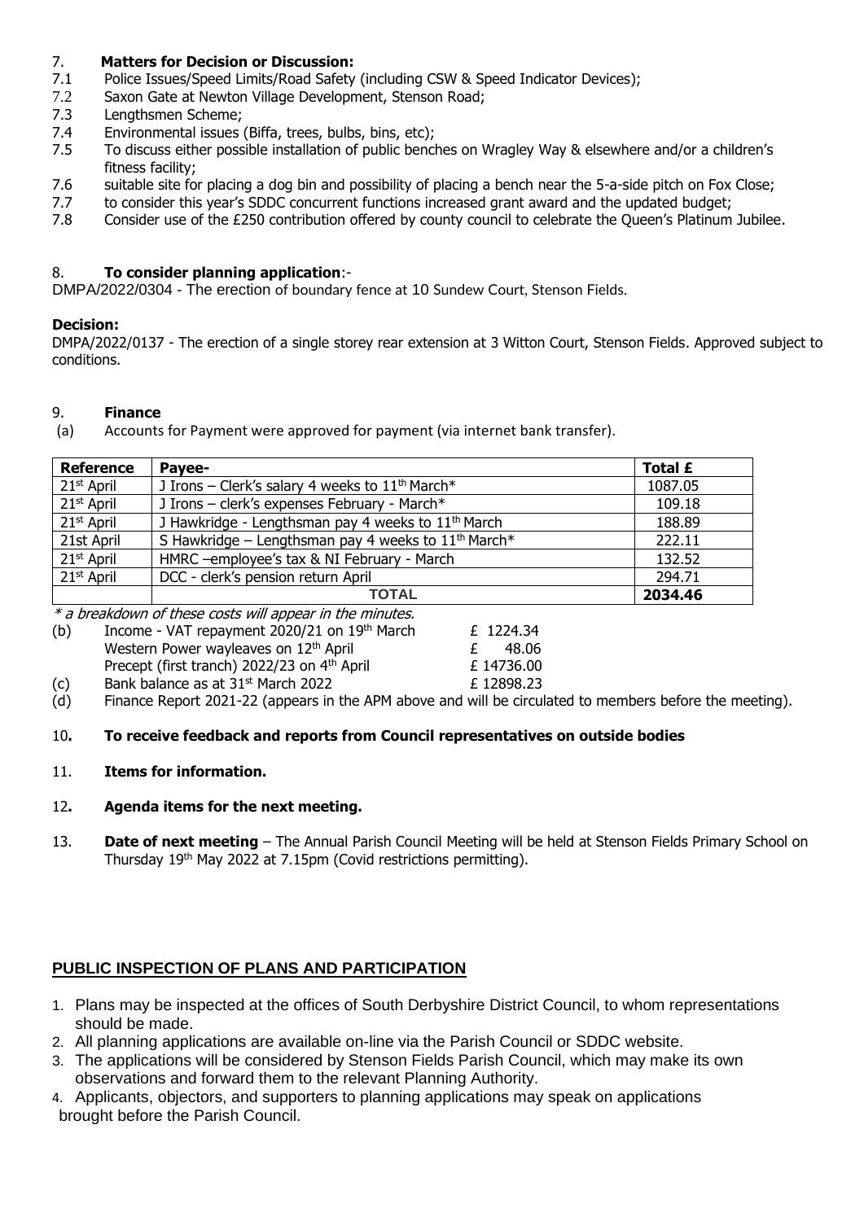7. **Matters for Decision or Discussion:**

7.1 Police Issues/Speed Limits/Road Safety (including CSW & Speed Indicator Devices);
7.2 Saxon Gate at Newton Village Development, Stenson Road;
7.3 Lengthsmen Scheme;
7.4 Environmental issues (Biffa, trees, bulbs, bins, etc);
7.5 To discuss either possible installation of public benches on Wragley Way & elsewhere and/or a children's fitness facility;
7.6 suitable site for placing a dog bin and possibility of placing a bench near the 5-a-side pitch on Fox Close;
7.7 to consider this year's SDDC concurrent functions increased grant award and the updated budget;
7.8 Consider use of the £250 contribution offered by county council to celebrate the Queen's Platinum Jubilee.

8. **To consider planning application**:-

DMPA/2022/0304 - The erection of boundary fence at 10 Sundew Court, Stenson Fields.

**Decision:**

DMPA/2022/0137 - The erection of a single storey rear extension at 3 Witton Court, Stenson Fields. Approved subject to conditions.

9. **Finance**

(a) Accounts for Payment were approved for payment (via internet bank transfer).

| Reference | Payee- | Total £ |
|---|---|---|
| 21st April | J Irons – Clerk's salary 4 weeks to 11th March* | 1087.05 |
| 21st April | J Irons – clerk's expenses February - March* | 109.18 |
| 21st April | J Hawkridge - Lengthsman pay 4 weeks to 11th March | 188.89 |
| 21st April | S Hawkridge – Lengthsman pay 4 weeks to 11th March* | 222.11 |
| 21st April | HMRC –employee's tax & NI February - March | 132.52 |
| 21st April | DCC - clerk's pension return April | 294.71 |
| | **TOTAL** | **2034.46** |

*\* a breakdown of these costs will appear in the minutes.*

(b) Income - VAT repayment 2020/21 on 19th March £ 1224.34
Western Power wayleaves on 12th April £ 48.06
Precept (first tranch) 2022/23 on 4th April £ 14736.00

(c) Bank balance as at 31st March 2022 £ 12898.23

(d) Finance Report 2021-22 (appears in the APM above and will be circulated to members before the meeting).

10. **To receive feedback and reports from Council representatives on outside bodies**

11. **Items for information.**

12. **Agenda items for the next meeting.**

13. **Date of next meeting** – The Annual Parish Council Meeting will be held at Stenson Fields Primary School on Thursday 19th May 2022 at 7.15pm (Covid restrictions permitting).

## PUBLIC INSPECTION OF PLANS AND PARTICIPATION

1. Plans may be inspected at the offices of South Derbyshire District Council, to whom representations should be made.
2. All planning applications are available on-line via the Parish Council or SDDC website.
3. The applications will be considered by Stenson Fields Parish Council, which may make its own observations and forward them to the relevant Planning Authority.
4. Applicants, objectors, and supporters to planning applications may speak on applications brought before the Parish Council.